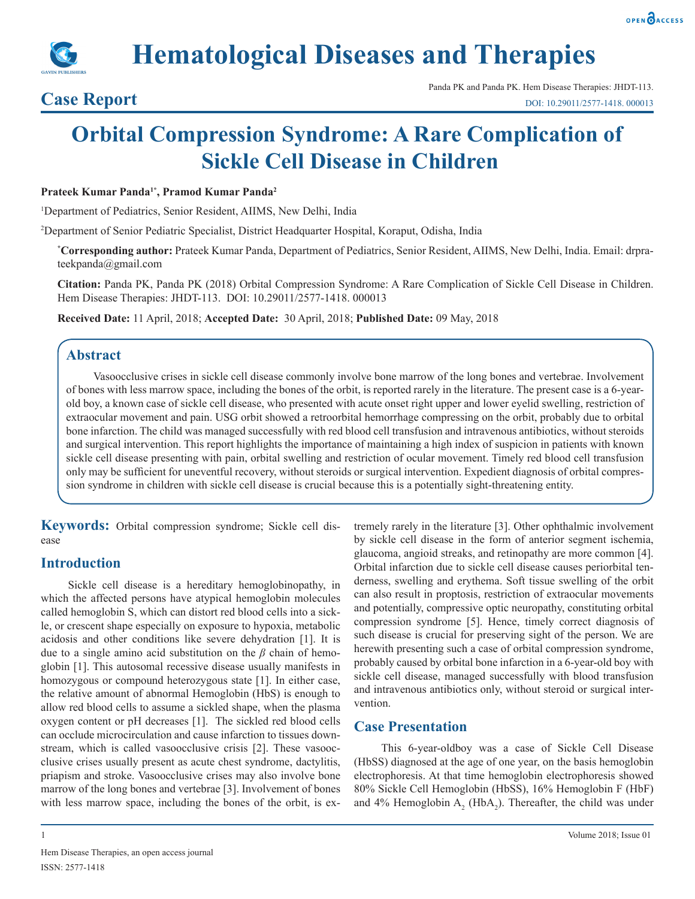# Hematological Diseases and Therapies

## Case Report

Panda PK and Panda PK. Hem Disease Therapies: JHDT-113.
DOI: 10.29011/2577-1418. 000013

# Orbital Compression Syndrome: A Rare Complication of Sickle Cell Disease in Children

**Prateek Kumar Panda[1*], Pramod Kumar Panda[2]**

[1]Department of Pediatrics, Senior Resident, AIIMS, New Delhi, India

[2]Department of Senior Pediatric Specialist, District Headquarter Hospital, Koraput, Odisha, India

**[*]Corresponding author:** Prateek Kumar Panda, Department of Pediatrics, Senior Resident, AIIMS, New Delhi, India. Email: drprateekpanda@gmail.com

**Citation:** Panda PK, Panda PK (2018) Orbital Compression Syndrome: A Rare Complication of Sickle Cell Disease in Children. Hem Disease Therapies: JHDT-113. DOI: 10.29011/2577-1418. 000013

**Received Date:** 11 April, 2018; **Accepted Date:** 30 April, 2018; **Published Date:** 09 May, 2018

## Abstract

Vasoocclusive crises in sickle cell disease commonly involve bone marrow of the long bones and vertebrae. Involvement of bones with less marrow space, including the bones of the orbit, is reported rarely in the literature. The present case is a 6-year-old boy, a known case of sickle cell disease, who presented with acute onset right upper and lower eyelid swelling, restriction of extraocular movement and pain. USG orbit showed a retroorbital hemorrhage compressing on the orbit, probably due to orbital bone infarction. The child was managed successfully with red blood cell transfusion and intravenous antibiotics, without steroids and surgical intervention. This report highlights the importance of maintaining a high index of suspicion in patients with known sickle cell disease presenting with pain, orbital swelling and restriction of ocular movement. Timely red blood cell transfusion only may be sufficient for uneventful recovery, without steroids or surgical intervention. Expedient diagnosis of orbital compression syndrome in children with sickle cell disease is crucial because this is a potentially sight-threatening entity.

**Keywords:** Orbital compression syndrome; Sickle cell disease

## Introduction

Sickle cell disease is a hereditary hemoglobinopathy, in which the affected persons have atypical hemoglobin molecules called hemoglobin S, which can distort red blood cells into a sickle, or crescent shape especially on exposure to hypoxia, metabolic acidosis and other conditions like severe dehydration [1]. It is due to a single amino acid substitution on the $\beta$ chain of hemoglobin [1]. This autosomal recessive disease usually manifests in homozygous or compound heterozygous state [1]. In either case, the relative amount of abnormal Hemoglobin (HbS) is enough to allow red blood cells to assume a sickled shape, when the plasma oxygen content or pH decreases [1]. The sickled red blood cells can occlude microcirculation and cause infarction to tissues downstream, which is called vasoocclusive crisis [2]. These vasoocclusive crises usually present as acute chest syndrome, dactylitis, priapism and stroke. Vasoocclusive crises may also involve bone marrow of the long bones and vertebrae [3]. Involvement of bones with less marrow space, including the bones of the orbit, is extremely rarely in the literature [3]. Other ophthalmic involvement by sickle cell disease in the form of anterior segment ischemia, glaucoma, angioid streaks, and retinopathy are more common [4]. Orbital infarction due to sickle cell disease causes periorbital tenderness, swelling and erythema. Soft tissue swelling of the orbit can also result in proptosis, restriction of extraocular movements and potentially, compressive optic neuropathy, constituting orbital compression syndrome [5]. Hence, timely correct diagnosis of such disease is crucial for preserving sight of the person. We are herewith presenting such a case of orbital compression syndrome, probably caused by orbital bone infarction in a 6-year-old boy with sickle cell disease, managed successfully with blood transfusion and intravenous antibiotics only, without steroid or surgical intervention.

## Case Presentation

This 6-year-oldboy was a case of Sickle Cell Disease (HbSS) diagnosed at the age of one year, on the basis hemoglobin electrophoresis. At that time hemoglobin electrophoresis showed 80% Sickle Cell Hemoglobin (HbSS), 16% Hemoglobin F (HbF) and 4% Hemoglobin $A_2$ ($HbA_2$). Thereafter, the child was under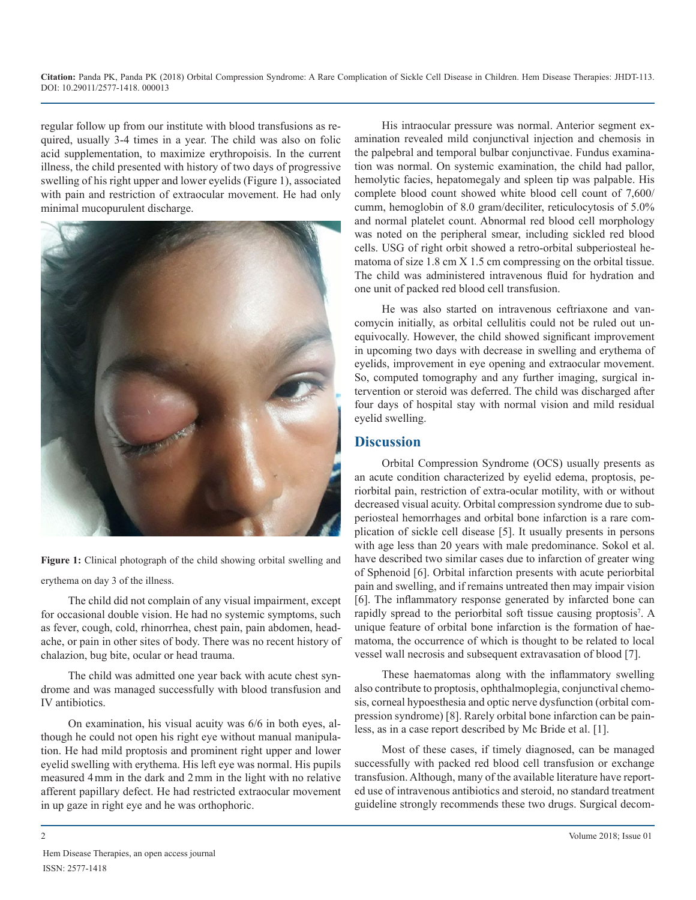regular follow up from our institute with blood transfusions as required, usually 3-4 times in a year. The child was also on folic acid supplementation, to maximize erythropoisis. In the current illness, the child presented with history of two days of progressive swelling of his right upper and lower eyelids (Figure 1), associated with pain and restriction of extraocular movement. He had only minimal mucopurulent discharge.

**Figure 1:** Clinical photograph of the child showing orbital swelling and erythema on day 3 of the illness.

The child did not complain of any visual impairment, except for occasional double vision. He had no systemic symptoms, such as fever, cough, cold, rhinorrhea, chest pain, pain abdomen, headache, or pain in other sites of body. There was no recent history of chalazion, bug bite, ocular or head trauma.

The child was admitted one year back with acute chest syndrome and was managed successfully with blood transfusion and IV antibiotics.

On examination, his visual acuity was 6/6 in both eyes, although he could not open his right eye without manual manipulation. He had mild proptosis and prominent right upper and lower eyelid swelling with erythema. His left eye was normal. His pupils measured 4 mm in the dark and 2 mm in the light with no relative afferent papillary defect. He had restricted extraocular movement in up gaze in right eye and he was orthophoric.

His intraocular pressure was normal. Anterior segment examination revealed mild conjunctival injection and chemosis in the palpebral and temporal bulbar conjunctivae. Fundus examination was normal. On systemic examination, the child had pallor, hemolytic facies, hepatomegaly and spleen tip was palpable. His complete blood count showed white blood cell count of 7,600/cumm, hemoglobin of 8.0 gram/deciliter, reticulocytosis of 5.0% and normal platelet count. Abnormal red blood cell morphology was noted on the peripheral smear, including sickled red blood cells. USG of right orbit showed a retro-orbital subperiosteal hematoma of size 1.8 cm X 1.5 cm compressing on the orbital tissue. The child was administered intravenous fluid for hydration and one unit of packed red blood cell transfusion.

He was also started on intravenous ceftriaxone and vancomycin initially, as orbital cellulitis could not be ruled out unequivocally. However, the child showed significant improvement in upcoming two days with decrease in swelling and erythema of eyelids, improvement in eye opening and extraocular movement. So, computed tomography and any further imaging, surgical intervention or steroid was deferred. The child was discharged after four days of hospital stay with normal vision and mild residual eyelid swelling.

## Discussion

Orbital Compression Syndrome (OCS) usually presents as an acute condition characterized by eyelid edema, proptosis, periorbital pain, restriction of extra-ocular motility, with or without decreased visual acuity. Orbital compression syndrome due to subperiosteal hemorrhages and orbital bone infarction is a rare complication of sickle cell disease [5]. It usually presents in persons with age less than 20 years with male predominance. Sokol et al. have described two similar cases due to infarction of greater wing of Sphenoid [6]. Orbital infarction presents with acute periorbital pain and swelling, and if remains untreated then may impair vision [6]. The inflammatory response generated by infarcted bone can rapidly spread to the periorbital soft tissue causing proptosis[7]. A unique feature of orbital bone infarction is the formation of haematoma, the occurrence of which is thought to be related to local vessel wall necrosis and subsequent extravasation of blood [7].

These haematomas along with the inflammatory swelling also contribute to proptosis, ophthalmoplegia, conjunctival chemosis, corneal hypoesthesia and optic nerve dysfunction (orbital compression syndrome) [8]. Rarely orbital bone infarction can be painless, as in a case report described by Mc Bride et al. [1].

Most of these cases, if timely diagnosed, can be managed successfully with packed red blood cell transfusion or exchange transfusion. Although, many of the available literature have reported use of intravenous antibiotics and steroid, no standard treatment guideline strongly recommends these two drugs. Surgical decom-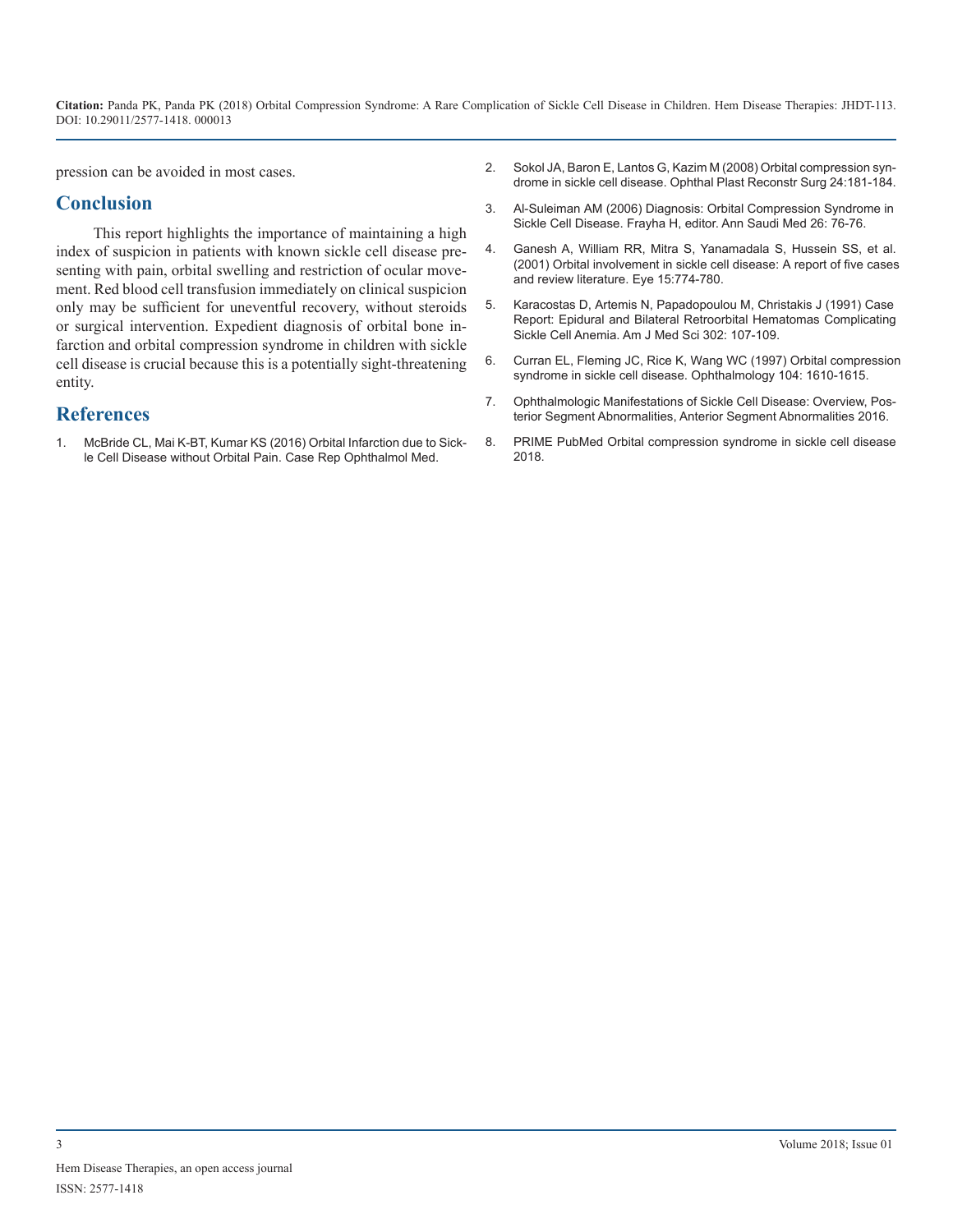pression can be avoided in most cases.

## Conclusion

This report highlights the importance of maintaining a high index of suspicion in patients with known sickle cell disease presenting with pain, orbital swelling and restriction of ocular movement. Red blood cell transfusion immediately on clinical suspicion only may be sufficient for uneventful recovery, without steroids or surgical intervention. Expedient diagnosis of orbital bone infarction and orbital compression syndrome in children with sickle cell disease is crucial because this is a potentially sight-threatening entity.

## References

1. McBride CL, Mai K-BT, Kumar KS (2016) Orbital Infarction due to Sickle Cell Disease without Orbital Pain. Case Rep Ophthalmol Med.
2. Sokol JA, Baron E, Lantos G, Kazim M (2008) Orbital compression syndrome in sickle cell disease. Ophthal Plast Reconstr Surg 24:181-184.
3. Al-Suleiman AM (2006) Diagnosis: Orbital Compression Syndrome in Sickle Cell Disease. Frayha H, editor. Ann Saudi Med 26: 76-76.
4. Ganesh A, William RR, Mitra S, Yanamadala S, Hussein SS, et al. (2001) Orbital involvement in sickle cell disease: A report of five cases and review literature. Eye 15:774-780.
5. Karacostas D, Artemis N, Papadopoulou M, Christakis J (1991) Case Report: Epidural and Bilateral Retroorbital Hematomas Complicating Sickle Cell Anemia. Am J Med Sci 302: 107-109.
6. Curran EL, Fleming JC, Rice K, Wang WC (1997) Orbital compression syndrome in sickle cell disease. Ophthalmology 104: 1610-1615.
7. Ophthalmologic Manifestations of Sickle Cell Disease: Overview, Posterior Segment Abnormalities, Anterior Segment Abnormalities 2016.
8. PRIME PubMed Orbital compression syndrome in sickle cell disease 2018.